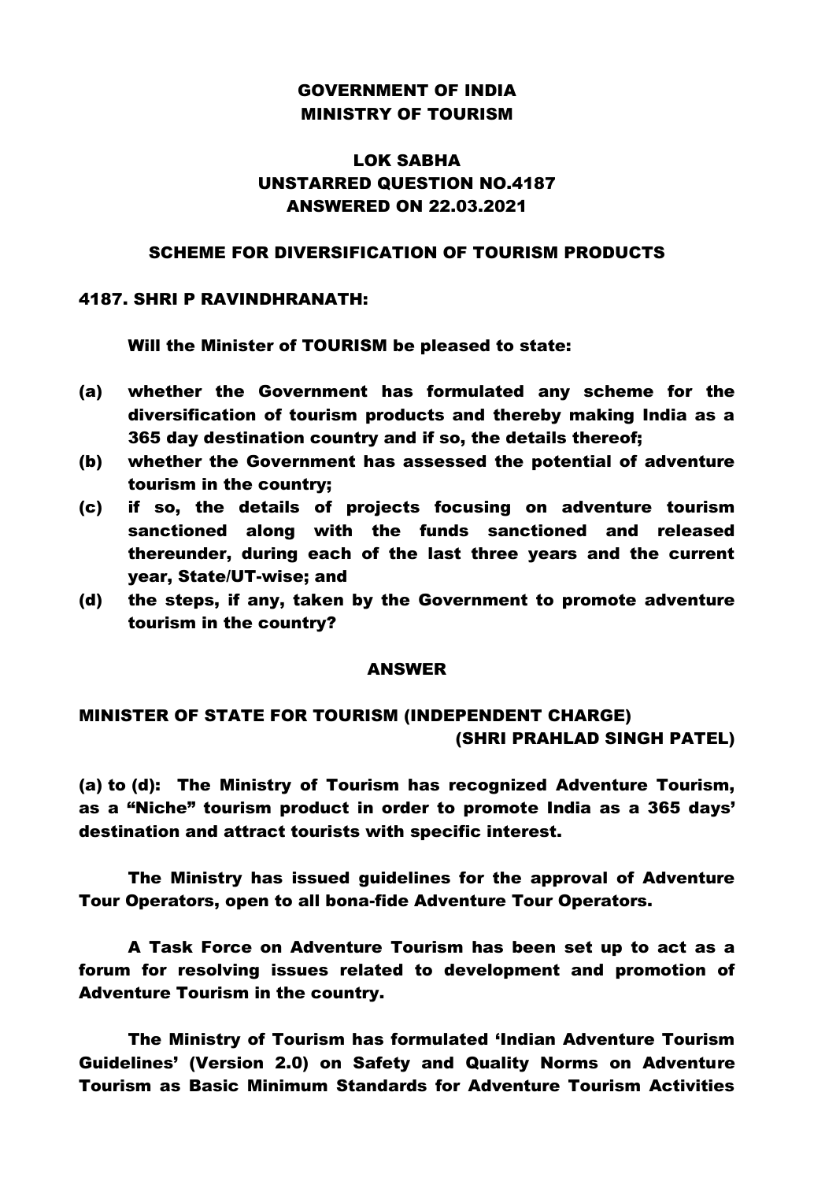**GOVERNMENT OF INDIA**
**MINISTRY OF TOURISM**

**LOK SABHA**
**UNSTARRED QUESTION NO.4187**
**ANSWERED ON 22.03.2021**

**SCHEME FOR DIVERSIFICATION OF TOURISM PRODUCTS**

**4187. SHRI P RAVINDHRANATH:**

**Will the Minister of TOURISM be pleased to state:**

**(a) whether the Government has formulated any scheme for the diversification of tourism products and thereby making India as a 365 day destination country and if so, the details thereof;**
**(b) whether the Government has assessed the potential of adventure tourism in the country;**
**(c) if so, the details of projects focusing on adventure tourism sanctioned along with the funds sanctioned and released thereunder, during each of the last three years and the current year, State/UT-wise; and**
**(d) the steps, if any, taken by the Government to promote adventure tourism in the country?**

**ANSWER**

**MINISTER OF STATE FOR TOURISM (INDEPENDENT CHARGE)**
**(SHRI PRAHLAD SINGH PATEL)**

**(a) to (d): The Ministry of Tourism has recognized Adventure Tourism, as a "Niche" tourism product in order to promote India as a 365 days' destination and attract tourists with specific interest.**

**The Ministry has issued guidelines for the approval of Adventure Tour Operators, open to all bona-fide Adventure Tour Operators.**

**A Task Force on Adventure Tourism has been set up to act as a forum for resolving issues related to development and promotion of Adventure Tourism in the country.**

**The Ministry of Tourism has formulated 'Indian Adventure Tourism Guidelines' (Version 2.0) on Safety and Quality Norms on Adventure Tourism as Basic Minimum Standards for Adventure Tourism Activities**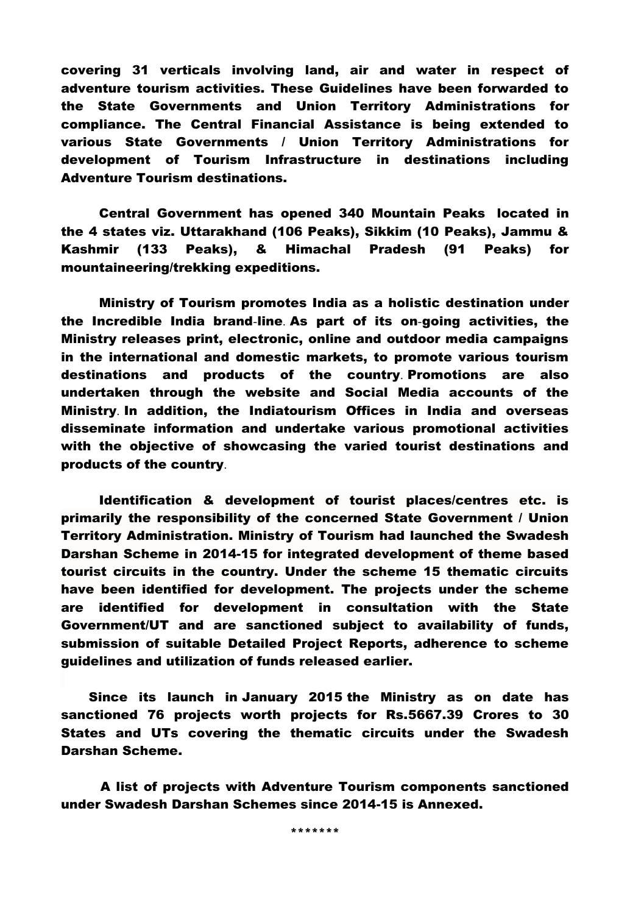**covering 31 verticals involving land, air and water in respect of adventure tourism activities. These Guidelines have been forwarded to the State Governments and Union Territory Administrations for compliance. The Central Financial Assistance is being extended to various State Governments / Union Territory Administrations for development of Tourism Infrastructure in destinations including Adventure Tourism destinations.**

**Central Government has opened 340 Mountain Peaks located in the 4 states viz. Uttarakhand (106 Peaks), Sikkim (10 Peaks), Jammu & Kashmir (133 Peaks), & Himachal Pradesh (91 Peaks) for mountaineering/trekking expeditions.**

**Ministry of Tourism promotes India as a holistic destination under the Incredible India brand-line. As part of its on-going activities, the Ministry releases print, electronic, online and outdoor media campaigns in the international and domestic markets, to promote various tourism destinations and products of the country. Promotions are also undertaken through the website and Social Media accounts of the Ministry. In addition, the Indiatourism Offices in India and overseas disseminate information and undertake various promotional activities with the objective of showcasing the varied tourist destinations and products of the country.**

**Identification & development of tourist places/centres etc. is primarily the responsibility of the concerned State Government / Union Territory Administration. Ministry of Tourism had launched the Swadesh Darshan Scheme in 2014-15 for integrated development of theme based tourist circuits in the country. Under the scheme 15 thematic circuits have been identified for development. The projects under the scheme are identified for development in consultation with the State Government/UT and are sanctioned subject to availability of funds, submission of suitable Detailed Project Reports, adherence to scheme guidelines and utilization of funds released earlier.**

**Since its launch in January 2015 the Ministry as on date has sanctioned 76 projects worth projects for Rs.5667.39 Crores to 30 States and UTs covering the thematic circuits under the Swadesh Darshan Scheme.**

**A list of projects with Adventure Tourism components sanctioned under Swadesh Darshan Schemes since 2014-15 is Annexed.**

*******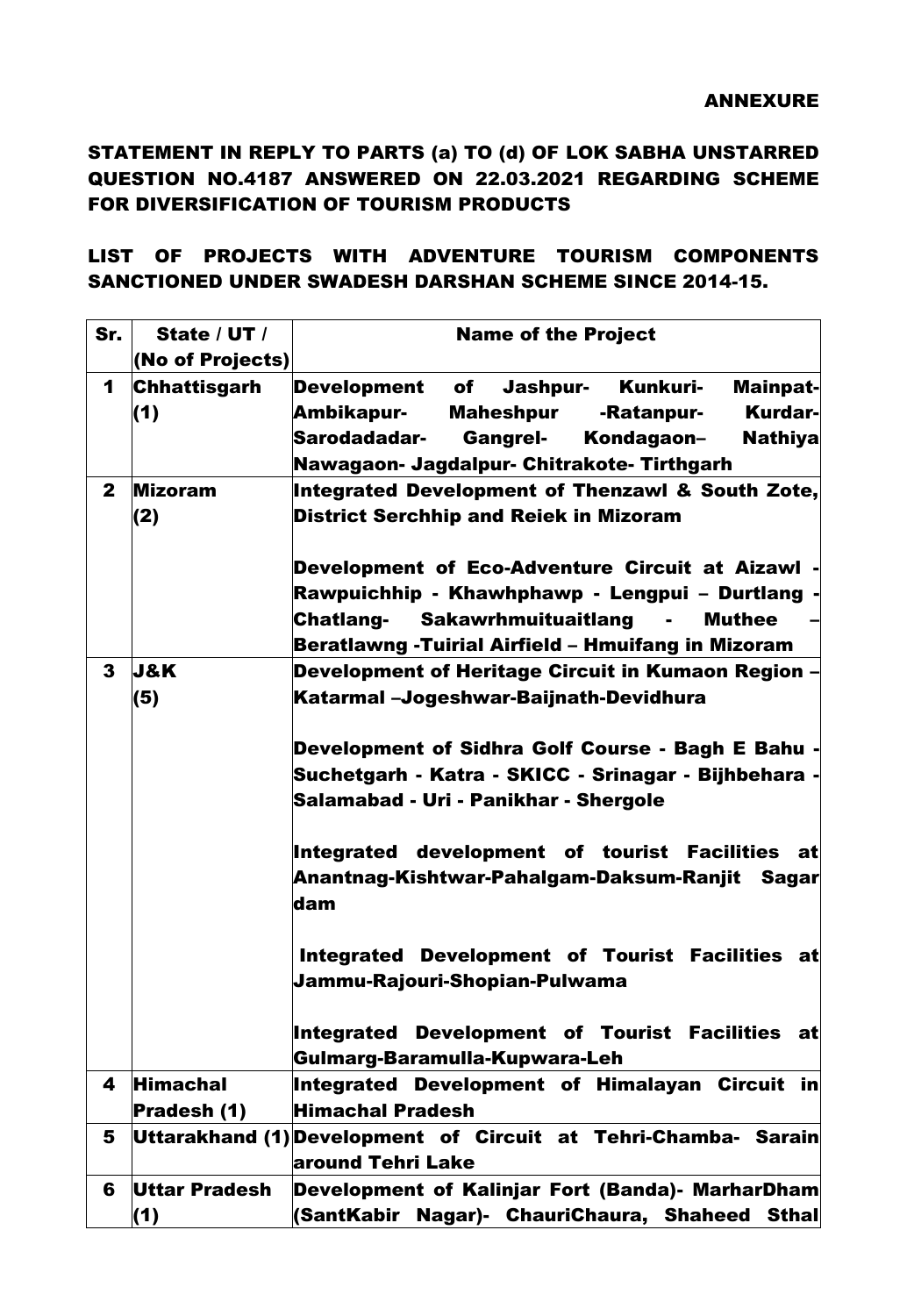ANNEXURE

**STATEMENT IN REPLY TO PARTS (a) TO (d) OF LOK SABHA UNSTARRED QUESTION NO.4187 ANSWERED ON 22.03.2021 REGARDING SCHEME FOR DIVERSIFICATION OF TOURISM PRODUCTS**

**LIST OF PROJECTS WITH ADVENTURE TOURISM COMPONENTS SANCTIONED UNDER SWADESH DARSHAN SCHEME SINCE 2014-15.**

| Sr. | State / UT / (No of Projects) | Name of the Project |
|---|---|---|
| 1 | Chhattisgarh (1) | Development of Jashpur- Kunkuri- Mainpat- Ambikapur- Maheshpur -Ratanpur- Kurdar- Sarodadadar- Gangrel- Kondagaon– Nathiya Nawagaon- Jagdalpur- Chitrakote- Tirthgarh |
| 2 | Mizoram (2) | Integrated Development of Thenzawl & South Zote, District Serchhip and Reiek in Mizoram<br><br>Development of Eco-Adventure Circuit at Aizawl - Rawpuichhip - Khawhphawp - Lengpui – Durtlang - Chatlang- Sakawrhmuituaitlang - Muthee – Beratlawng -Tuirial Airfield – Hmuifang in Mizoram |
| 3 | J&K (5) | Development of Heritage Circuit in Kumaon Region – Katarmal –Jogeshwar-Baijnath-Devidhura<br><br>Development of Sidhra Golf Course - Bagh E Bahu - Suchetgarh - Katra - SKICC - Srinagar - Bijhbehara - Salamabad - Uri - Panikhar - Shergole<br><br>Integrated development of tourist Facilities at Anantnag-Kishtwar-Pahalgam-Daksum-Ranjit Sagar dam<br><br>Integrated Development of Tourist Facilities at Jammu-Rajouri-Shopian-Pulwama<br><br>Integrated Development of Tourist Facilities at Gulmarg-Baramulla-Kupwara-Leh |
| 4 | Himachal Pradesh (1) | Integrated Development of Himalayan Circuit in Himachal Pradesh |
| 5 | Uttarakhand (1) | Development of Circuit at Tehri-Chamba- Sarain around Tehri Lake |
| 6 | Uttar Pradesh (1) | Development of Kalinjar Fort (Banda)- MarharDham (SantKabir Nagar)- ChauriChaura, Shaheed Sthal |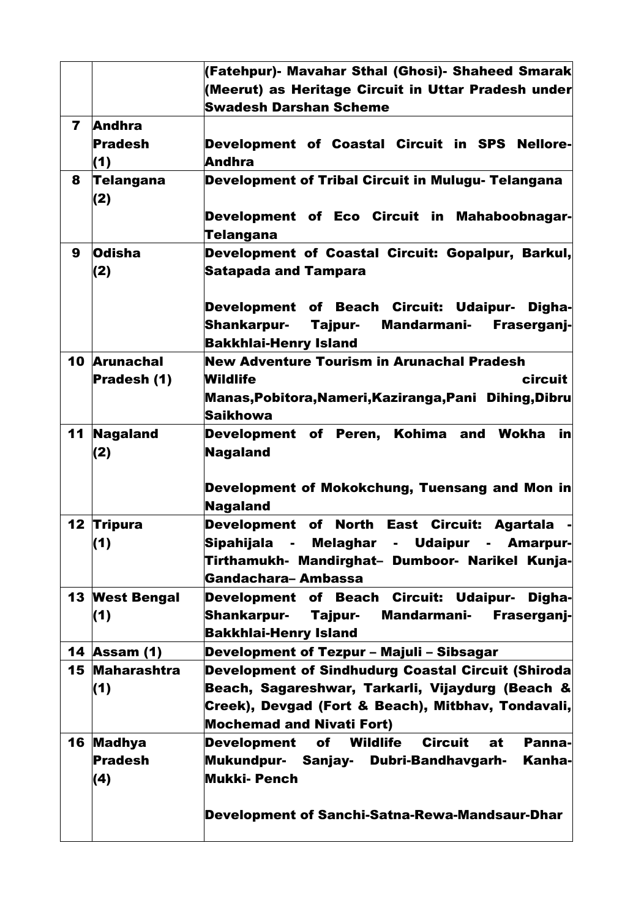| | | |
|---|---|---|
| | | (Fatehpur)- Mavahar Sthal (Ghosi)- Shaheed Smarak (Meerut) as Heritage Circuit in Uttar Pradesh under Swadesh Darshan Scheme |
| 7 | Andhra Pradesh (1) | Development of Coastal Circuit in SPS Nellore-Andhra |
| 8 | Telangana (2) | Development of Tribal Circuit in Mulugu- Telangana<br><br>Development of Eco Circuit in Mahaboobnagar-Telangana |
| 9 | Odisha (2) | Development of Coastal Circuit: Gopalpur, Barkul, Satapada and Tampara<br><br>Development of Beach Circuit: Udaipur- Digha-Shankarpur- Tajpur- Mandarmani- Fraserganj-Bakkhlai-Henry Island |
| 10 | Arunachal Pradesh (1) | New Adventure Tourism in Arunachal Pradesh<br>Wildlife circuit Manas,Pobitora,Nameri,Kaziranga,Pani Dihing,Dibru Saikhowa |
| 11 | Nagaland (2) | Development of Peren, Kohima and Wokha in Nagaland<br><br>Development of Mokokchung, Tuensang and Mon in Nagaland |
| 12 | Tripura (1) | Development of North East Circuit: Agartala - Sipahijala - Melaghar - Udaipur - Amarpur-Tirthamukh- Mandirghat– Dumboor- Narikel Kunja-Gandachara– Ambassa |
| 13 | West Bengal (1) | Development of Beach Circuit: Udaipur- Digha-Shankarpur- Tajpur- Mandarmani- Fraserganj-Bakkhlai-Henry Island |
| 14 | Assam (1) | Development of Tezpur – Majuli – Sibsagar |
| 15 | Maharashtra (1) | Development of Sindhudurg Coastal Circuit (Shiroda Beach, Sagareshwar, Tarkarli, Vijaydurg (Beach & Creek), Devgad (Fort & Beach), Mitbhav, Tondavali, Mochemad and Nivati Fort) |
| 16 | Madhya Pradesh (4) | Development of Wildlife Circuit at Panna-Mukundpur- Sanjay- Dubri-Bandhavgarh- Kanha-Mukki- Pench<br><br>Development of Sanchi-Satna-Rewa-Mandsaur-Dhar |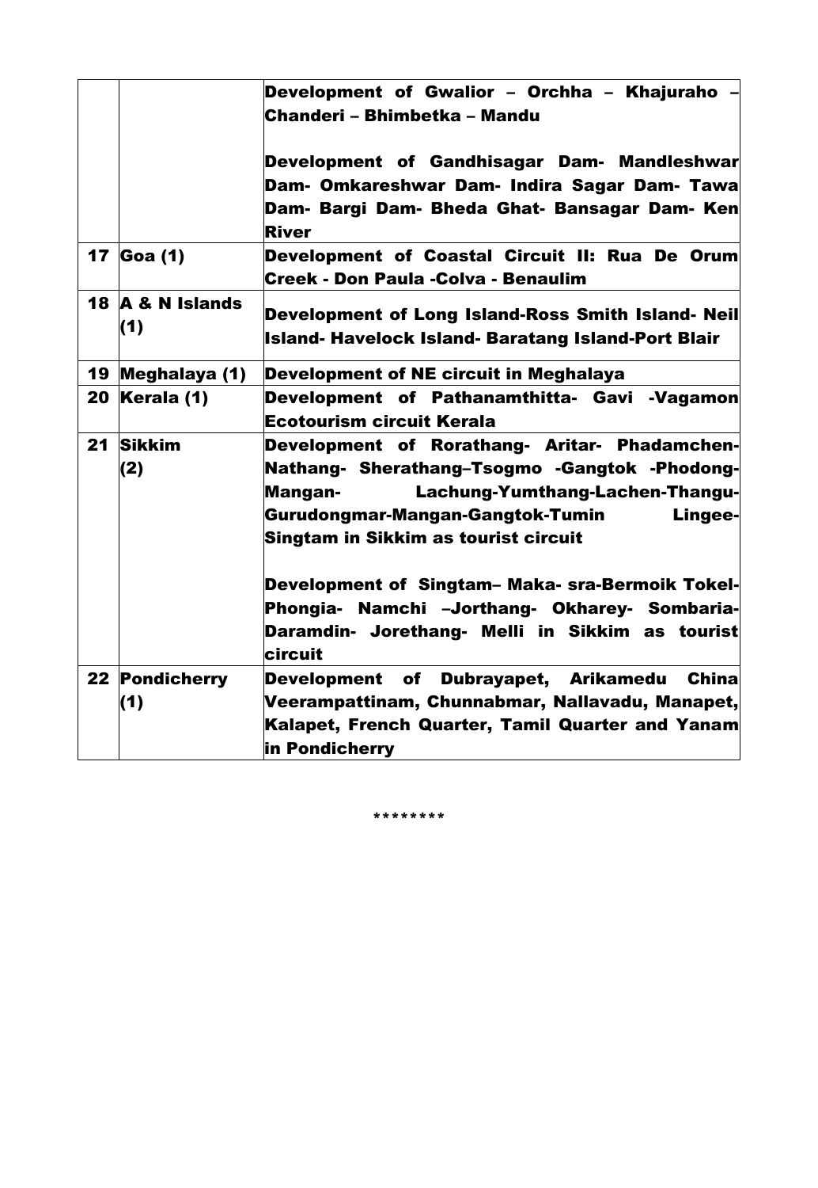| | | |
|---|---|---|
| | | **Development of Gwalior – Orchha – Khajuraho – Chanderi – Bhimbetka – Mandu**<br><br>**Development of Gandhisagar Dam- Mandleshwar Dam- Omkareshwar Dam- Indira Sagar Dam- Tawa Dam- Bargi Dam- Bheda Ghat- Bansagar Dam- Ken River** |
| **17** | **Goa (1)** | **Development of Coastal Circuit II: Rua De Orum Creek - Don Paula -Colva - Benaulim** |
| **18** | **A & N Islands (1)** | **Development of Long Island-Ross Smith Island- Neil Island- Havelock Island- Baratang Island-Port Blair** |
| **19** | **Meghalaya (1)** | **Development of NE circuit in Meghalaya** |
| **20** | **Kerala (1)** | **Development of Pathanamthitta- Gavi -Vagamon Ecotourism circuit Kerala** |
| **21** | **Sikkim (2)** | **Development of Rorathang- Aritar- Phadamchen- Nathang- Sherathang–Tsogmo -Gangtok -Phodong- Mangan- Lachung-Yumthang-Lachen-Thangu- Gurudongmar-Mangan-Gangtok-Tumin Lingee- Singtam in Sikkim as tourist circuit**<br><br>**Development of Singtam– Maka- sra-Bermoik Tokel- Phongia- Namchi –Jorthang- Okharey- Sombaria- Daramdin- Jorethang- Melli in Sikkim as tourist circuit** |
| **22** | **Pondicherry (1)** | **Development of Dubrayapet, Arikamedu China Veerampattinam, Chunnabmar, Nallavadu, Manapet, Kalapet, French Quarter, Tamil Quarter and Yanam in Pondicherry** |

********